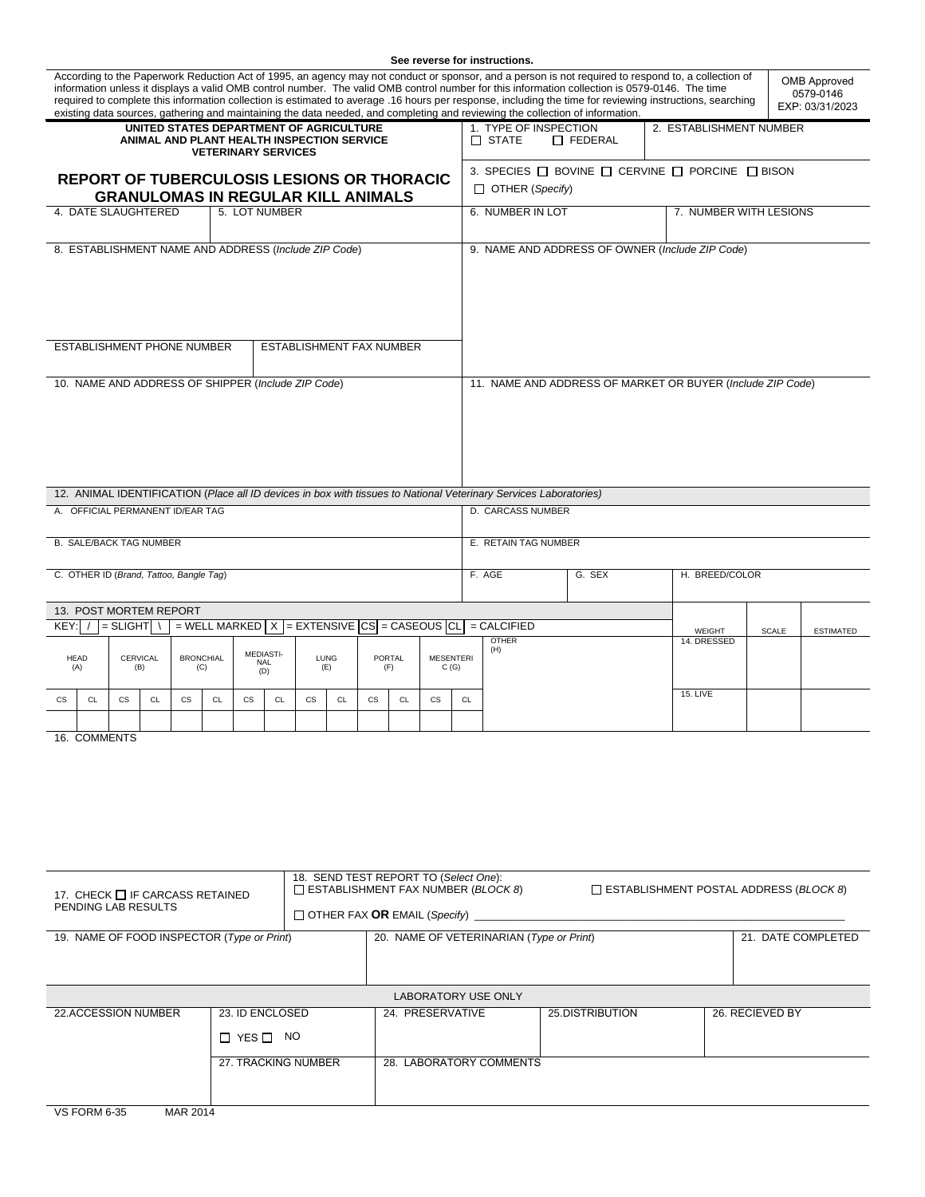See reverse for instructions.

According to the Paperwork Reduction Act of 1995, an agency may not conduct or sponsor, and a person is not required to respond to, a collection of information unless it displays a valid OMB control number. The valid OMB control number for this information collection is 0579-0146. The time required to complete this information collection is estimated to average .16 hours per response, including the time for reviewing instructions, searching existing data sources, gathering and maintaining the data needed, and completing and reviewing the collection of information.

OMB Approved
0579-0146
EXP: 03/31/2023

**UNITED STATES DEPARTMENT OF AGRICULTURE**
**ANIMAL AND PLANT HEALTH INSPECTION SERVICE**
**VETERINARY SERVICES**

# REPORT OF TUBERCULOSIS LESIONS OR THORACIC GRANULOMAS IN REGULAR KILL ANIMALS

1. TYPE OF INSPECTION ☐ STATE ☐ FEDERAL

2. ESTABLISHMENT NUMBER

3. SPECIES ☐ BOVINE ☐ CERVINE ☐ PORCINE ☐ BISON ☐ OTHER (*Specify*)

4. DATE SLAUGHTERED

5. LOT NUMBER

6. NUMBER IN LOT

7. NUMBER WITH LESIONS

8. ESTABLISHMENT NAME AND ADDRESS (*Include ZIP Code*)

ESTABLISHMENT PHONE NUMBER

ESTABLISHMENT FAX NUMBER

9. NAME AND ADDRESS OF OWNER (*Include ZIP Code*)

10. NAME AND ADDRESS OF SHIPPER (*Include ZIP Code*)

11. NAME AND ADDRESS OF MARKET OR BUYER (*Include ZIP Code*)

12. ANIMAL IDENTIFICATION (*Place all ID devices in box with tissues to National Veterinary Services Laboratories*)

A. OFFICIAL PERMANENT ID/EAR TAG

B. SALE/BACK TAG NUMBER

C. OTHER ID (*Brand, Tattoo, Bangle Tag*)

D. CARCASS NUMBER

E. RETAIN TAG NUMBER

F. AGE

G. SEX

H. BREED/COLOR

13. POST MORTEM REPORT

KEY: / = SLIGHT \ = WELL MARKED X = EXTENSIVE CS = CASEOUS CL = CALCIFIED

| HEAD (A) | | CERVICAL (B) | | BRONCHIAL (C) | | MEDIASTINAL (D) | | LUNG (E) | | PORTAL (F) | | MESENTERIC (G) | | OTHER (H) |
|---|---|---|---|---|---|---|---|---|---|---|---|---|---|---|
| CS | CL | CS | CL | CS | CL | CS | CL | CS | CL | CS | CL | CS | CL | |
| | | | | | | | | | | | | | | |

| WEIGHT | SCALE | ESTIMATED |
|---|---|---|
| 14. DRESSED | | |
| 15. LIVE | | |

16. COMMENTS

17. CHECK ☐ IF CARCASS RETAINED PENDING LAB RESULTS

18. SEND TEST REPORT TO (*Select One*):
☐ ESTABLISHMENT FAX NUMBER (*BLOCK 8*) ☐ ESTABLISHMENT POSTAL ADDRESS (*BLOCK 8*)
☐ OTHER FAX **OR** EMAIL (*Specify*) ____________________

19. NAME OF FOOD INSPECTOR (*Type or Print*)

20. NAME OF VETERINARIAN (*Type or Print*)

21. DATE COMPLETED

LABORATORY USE ONLY

22.ACCESSION NUMBER

23. ID ENCLOSED ☐ YES ☐ NO

24. PRESERVATIVE

25.DISTRIBUTION

26. RECIEVED BY

27. TRACKING NUMBER

28. LABORATORY COMMENTS

VS FORM 6-35 MAR 2014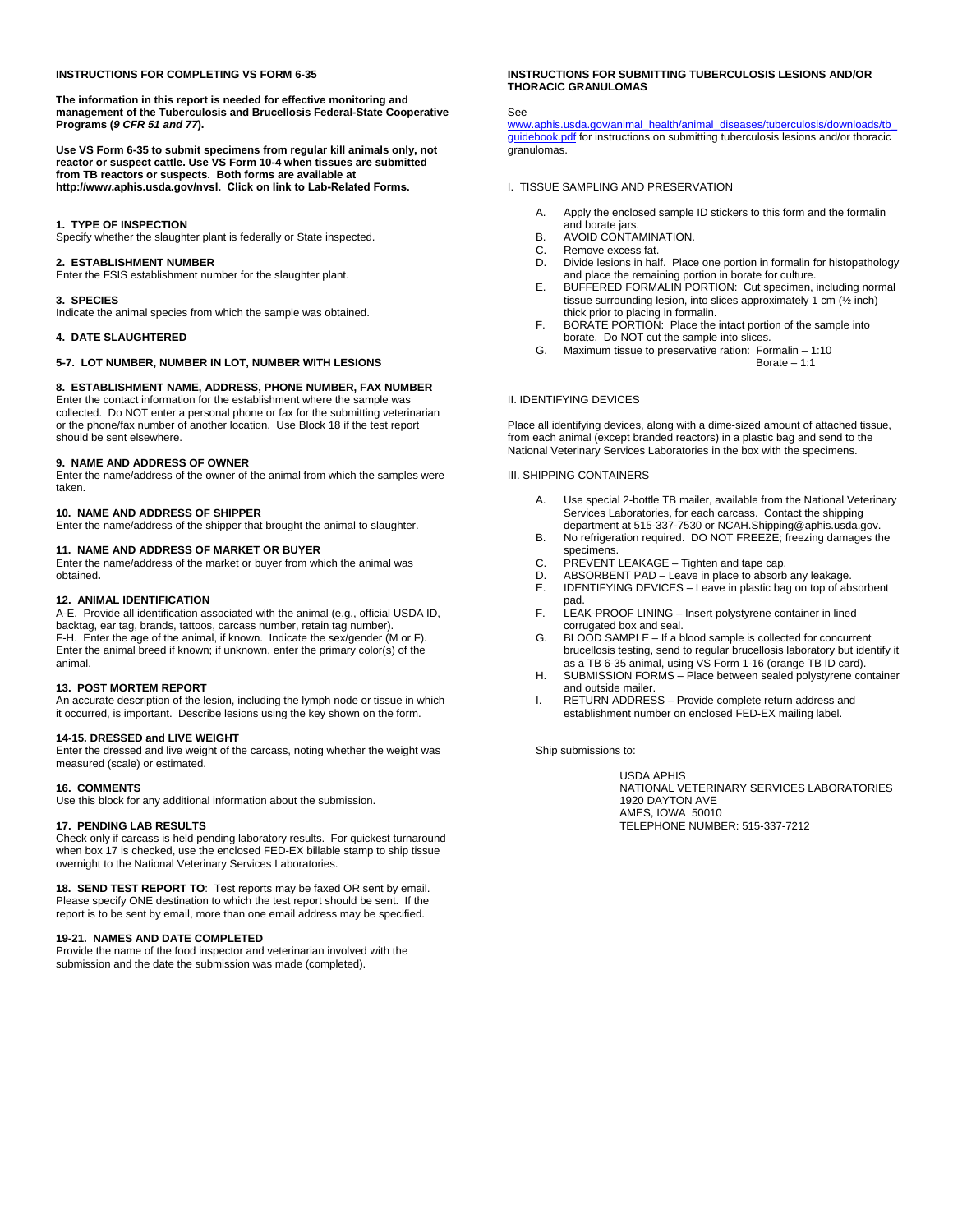## INSTRUCTIONS FOR COMPLETING VS FORM 6-35

**The information in this report is needed for effective monitoring and management of the Tuberculosis and Brucellosis Federal-State Cooperative Programs (*9 CFR 51 and 77*).**

**Use VS Form 6-35 to submit specimens from regular kill animals only, not reactor or suspect cattle. Use VS Form 10-4 when tissues are submitted from TB reactors or suspects. Both forms are available at http://www.aphis.usda.gov/nvsl. Click on link to Lab-Related Forms.**

**1. TYPE OF INSPECTION**
Specify whether the slaughter plant is federally or State inspected.

**2. ESTABLISHMENT NUMBER**
Enter the FSIS establishment number for the slaughter plant.

**3. SPECIES**
Indicate the animal species from which the sample was obtained.

**4. DATE SLAUGHTERED**

**5-7. LOT NUMBER, NUMBER IN LOT, NUMBER WITH LESIONS**

**8. ESTABLISHMENT NAME, ADDRESS, PHONE NUMBER, FAX NUMBER**
Enter the contact information for the establishment where the sample was collected. Do NOT enter a personal phone or fax for the submitting veterinarian or the phone/fax number of another location. Use Block 18 if the test report should be sent elsewhere.

**9. NAME AND ADDRESS OF OWNER**
Enter the name/address of the owner of the animal from which the samples were taken.

**10. NAME AND ADDRESS OF SHIPPER**
Enter the name/address of the shipper that brought the animal to slaughter.

**11. NAME AND ADDRESS OF MARKET OR BUYER**
Enter the name/address of the market or buyer from which the animal was obtained**.**

**12. ANIMAL IDENTIFICATION**
A-E. Provide all identification associated with the animal (e.g., official USDA ID, backtag, ear tag, brands, tattoos, carcass number, retain tag number).
F-H. Enter the age of the animal, if known. Indicate the sex/gender (M or F). Enter the animal breed if known; if unknown, enter the primary color(s) of the animal.

**13. POST MORTEM REPORT**
An accurate description of the lesion, including the lymph node or tissue in which it occurred, is important. Describe lesions using the key shown on the form.

**14-15. DRESSED and LIVE WEIGHT**
Enter the dressed and live weight of the carcass, noting whether the weight was measured (scale) or estimated.

**16. COMMENTS**
Use this block for any additional information about the submission.

**17. PENDING LAB RESULTS**
Check only if carcass is held pending laboratory results. For quickest turnaround when box 17 is checked, use the enclosed FED-EX billable stamp to ship tissue overnight to the National Veterinary Services Laboratories.

**18. SEND TEST REPORT TO**: Test reports may be faxed OR sent by email. Please specify ONE destination to which the test report should be sent. If the report is to be sent by email, more than one email address may be specified.

**19-21. NAMES AND DATE COMPLETED**
Provide the name of the food inspector and veterinarian involved with the submission and the date the submission was made (completed).

## INSTRUCTIONS FOR SUBMITTING TUBERCULOSIS LESIONS AND/OR THORACIC GRANULOMAS

See www.aphis.usda.gov/animal_health/animal_diseases/tuberculosis/downloads/tb_guidebook.pdf for instructions on submitting tuberculosis lesions and/or thoracic granulomas.

I. TISSUE SAMPLING AND PRESERVATION

A. Apply the enclosed sample ID stickers to this form and the formalin and borate jars.
B. AVOID CONTAMINATION.
C. Remove excess fat.
D. Divide lesions in half. Place one portion in formalin for histopathology and place the remaining portion in borate for culture.
E. BUFFERED FORMALIN PORTION: Cut specimen, including normal tissue surrounding lesion, into slices approximately 1 cm (½ inch) thick prior to placing in formalin.
F. BORATE PORTION: Place the intact portion of the sample into borate. Do NOT cut the sample into slices.
G. Maximum tissue to preservative ration: Formalin – 1:10
Borate – 1:1

II. IDENTIFYING DEVICES

Place all identifying devices, along with a dime-sized amount of attached tissue, from each animal (except branded reactors) in a plastic bag and send to the National Veterinary Services Laboratories in the box with the specimens.

III. SHIPPING CONTAINERS

A. Use special 2-bottle TB mailer, available from the National Veterinary Services Laboratories, for each carcass. Contact the shipping department at 515-337-7530 or NCAH.Shipping@aphis.usda.gov.
B. No refrigeration required. DO NOT FREEZE; freezing damages the specimens.
C. PREVENT LEAKAGE – Tighten and tape cap.
D. ABSORBENT PAD – Leave in place to absorb any leakage.
E. IDENTIFYING DEVICES – Leave in plastic bag on top of absorbent pad.
F. LEAK-PROOF LINING – Insert polystyrene container in lined corrugated box and seal.
G. BLOOD SAMPLE – If a blood sample is collected for concurrent brucellosis testing, send to regular brucellosis laboratory but identify it as a TB 6-35 animal, using VS Form 1-16 (orange TB ID card).
H. SUBMISSION FORMS – Place between sealed polystyrene container and outside mailer.
I. RETURN ADDRESS – Provide complete return address and establishment number on enclosed FED-EX mailing label.

Ship submissions to:

USDA APHIS
NATIONAL VETERINARY SERVICES LABORATORIES
1920 DAYTON AVE
AMES, IOWA 50010
TELEPHONE NUMBER: 515-337-7212